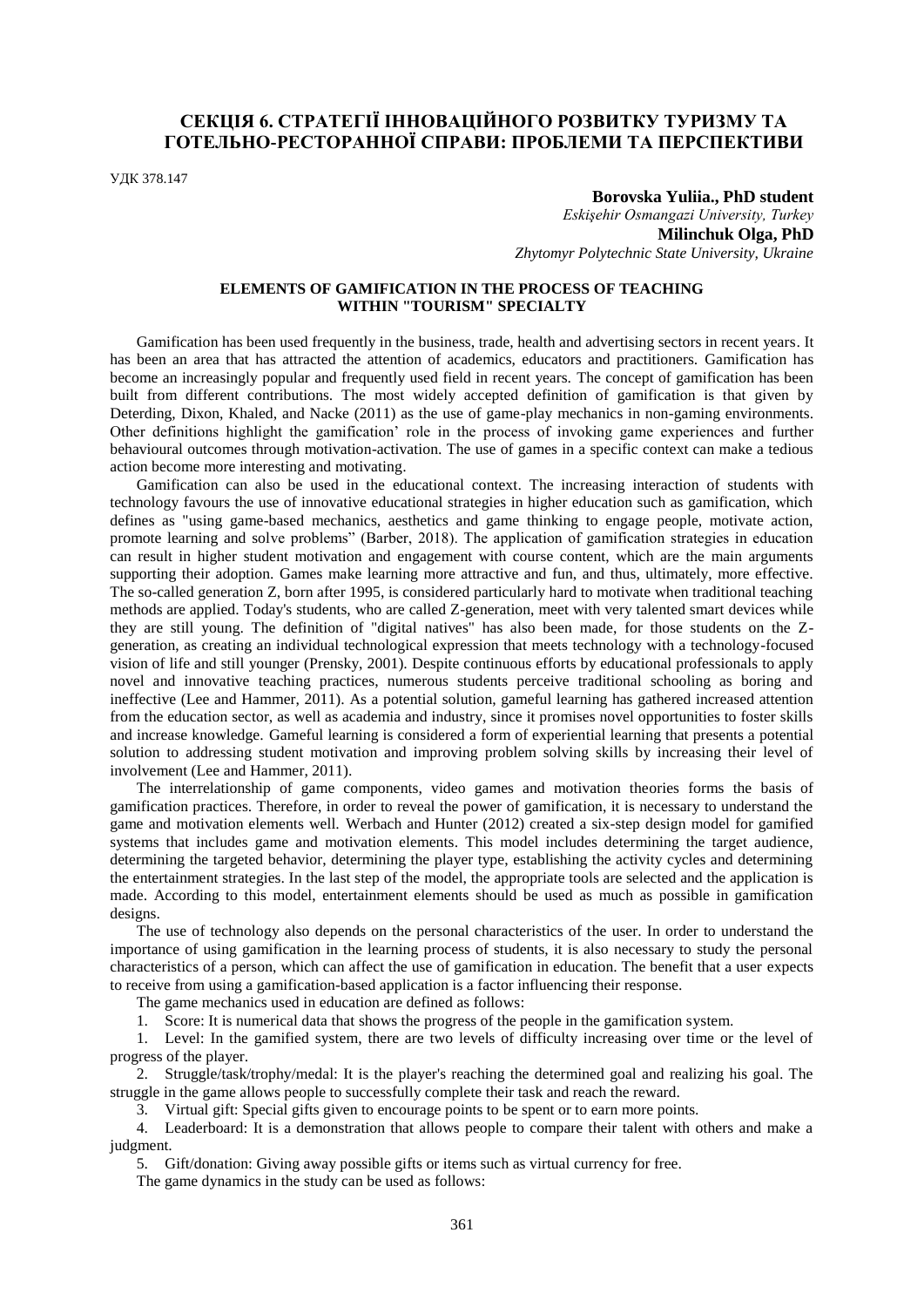# СЕКЦІЯ 6. СТРАТЕГІЇ ІННОВАЦІЙНОГО РОЗВИТКУ ТУРИЗМУ ТА ГОТЕЛЬНО-РЕСТОРАННОЇ СПРАВИ: ПРОБЛЕМИ ТА ПЕРСПЕКТИВИ

УДК 378.147

**Borovska Yuliia., PhD student**
*Eskişehir Osmangazi University, Turkey*
**Milinchuk Olga, PhD**
*Zhytomyr Polytechnic State University, Ukraine*

## ELEMENTS OF GAMIFICATION IN THE PROCESS OF TEACHING WITHIN "TOURISM" SPECIALTY

Gamification has been used frequently in the business, trade, health and advertising sectors in recent years. It has been an area that has attracted the attention of academics, educators and practitioners. Gamification has become an increasingly popular and frequently used field in recent years. The concept of gamification has been built from different contributions. The most widely accepted definition of gamification is that given by Deterding, Dixon, Khaled, and Nacke (2011) as the use of game-play mechanics in non-gaming environments. Other definitions highlight the gamification' role in the process of invoking game experiences and further behavioural outcomes through motivation-activation. The use of games in a specific context can make a tedious action become more interesting and motivating.

Gamification can also be used in the educational context. The increasing interaction of students with technology favours the use of innovative educational strategies in higher education such as gamification, which defines as "using game-based mechanics, aesthetics and game thinking to engage people, motivate action, promote learning and solve problems" (Barber, 2018). The application of gamification strategies in education can result in higher student motivation and engagement with course content, which are the main arguments supporting their adoption. Games make learning more attractive and fun, and thus, ultimately, more effective. The so-called generation Z, born after 1995, is considered particularly hard to motivate when traditional teaching methods are applied. Today's students, who are called Z-generation, meet with very talented smart devices while they are still young. The definition of "digital natives" has also been made, for those students on the Z-generation, as creating an individual technological expression that meets technology with a technology-focused vision of life and still younger (Prensky, 2001). Despite continuous efforts by educational professionals to apply novel and innovative teaching practices, numerous students perceive traditional schooling as boring and ineffective (Lee and Hammer, 2011). As a potential solution, gameful learning has gathered increased attention from the education sector, as well as academia and industry, since it promises novel opportunities to foster skills and increase knowledge. Gameful learning is considered a form of experiential learning that presents a potential solution to addressing student motivation and improving problem solving skills by increasing their level of involvement (Lee and Hammer, 2011).

The interrelationship of game components, video games and motivation theories forms the basis of gamification practices. Therefore, in order to reveal the power of gamification, it is necessary to understand the game and motivation elements well. Werbach and Hunter (2012) created a six-step design model for gamified systems that includes game and motivation elements. This model includes determining the target audience, determining the targeted behavior, determining the player type, establishing the activity cycles and determining the entertainment strategies. In the last step of the model, the appropriate tools are selected and the application is made. According to this model, entertainment elements should be used as much as possible in gamification designs.

The use of technology also depends on the personal characteristics of the user. In order to understand the importance of using gamification in the learning process of students, it is also necessary to study the personal characteristics of a person, which can affect the use of gamification in education. The benefit that a user expects to receive from using a gamification-based application is a factor influencing their response.

The game mechanics used in education are defined as follows:

1. Score: It is numerical data that shows the progress of the people in the gamification system.

1. Level: In the gamified system, there are two levels of difficulty increasing over time or the level of progress of the player.

2. Struggle/task/trophy/medal: It is the player's reaching the determined goal and realizing his goal. The struggle in the game allows people to successfully complete their task and reach the reward.

3. Virtual gift: Special gifts given to encourage points to be spent or to earn more points.

4. Leaderboard: It is a demonstration that allows people to compare their talent with others and make a judgment.

5. Gift/donation: Giving away possible gifts or items such as virtual currency for free.

The game dynamics in the study can be used as follows: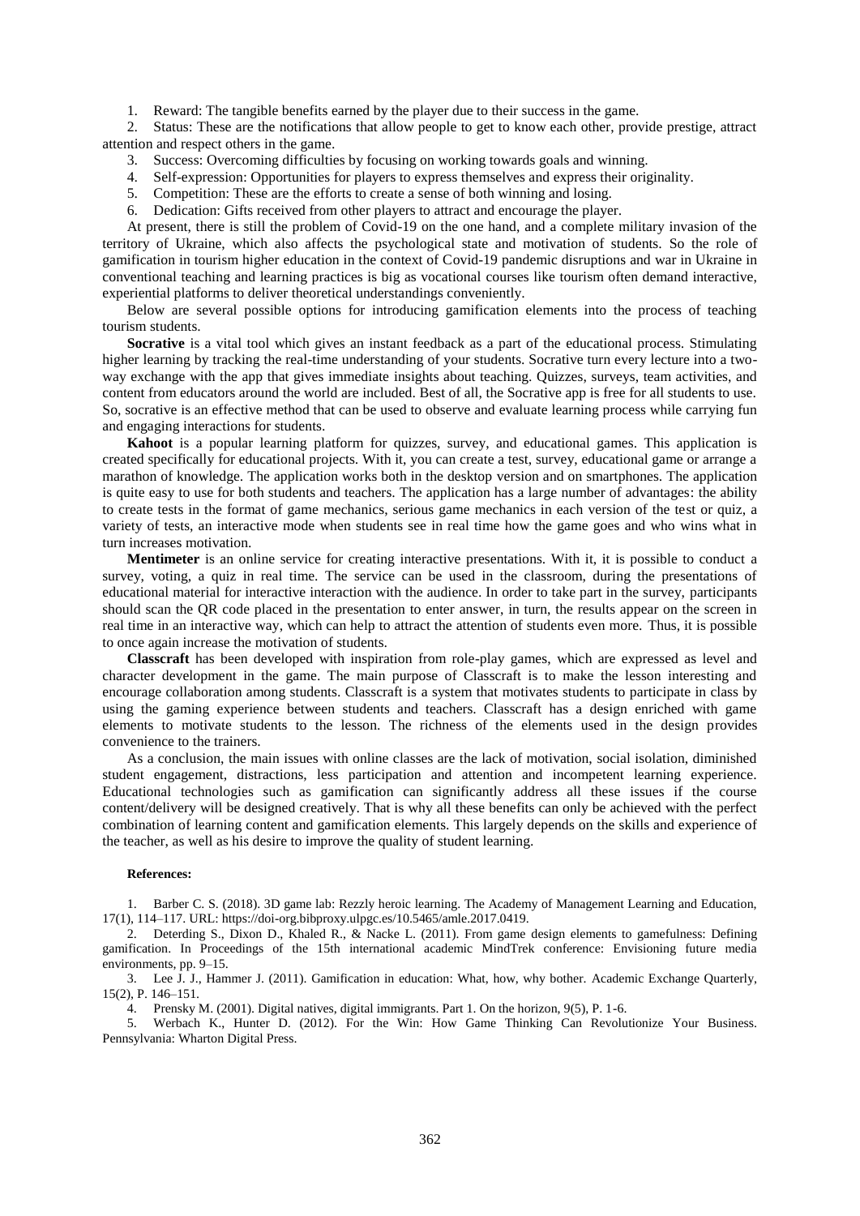1. Reward: The tangible benefits earned by the player due to their success in the game.
2. Status: These are the notifications that allow people to get to know each other, provide prestige, attract attention and respect others in the game.
3. Success: Overcoming difficulties by focusing on working towards goals and winning.
4. Self-expression: Opportunities for players to express themselves and express their originality.
5. Competition: These are the efforts to create a sense of both winning and losing.
6. Dedication: Gifts received from other players to attract and encourage the player.

At present, there is still the problem of Covid-19 on the one hand, and a complete military invasion of the territory of Ukraine, which also affects the psychological state and motivation of students. So the role of gamification in tourism higher education in the context of Covid-19 pandemic disruptions and war in Ukraine in conventional teaching and learning practices is big as vocational courses like tourism often demand interactive, experiential platforms to deliver theoretical understandings conveniently.

Below are several possible options for introducing gamification elements into the process of teaching tourism students.

**Socrative** is a vital tool which gives an instant feedback as a part of the educational process. Stimulating higher learning by tracking the real-time understanding of your students. Socrative turn every lecture into a two-way exchange with the app that gives immediate insights about teaching. Quizzes, surveys, team activities, and content from educators around the world are included. Best of all, the Socrative app is free for all students to use. So, socrative is an effective method that can be used to observe and evaluate learning process while carrying fun and engaging interactions for students.

**Kahoot** is a popular learning platform for quizzes, survey, and educational games. This application is created specifically for educational projects. With it, you can create a test, survey, educational game or arrange a marathon of knowledge. The application works both in the desktop version and on smartphones. The application is quite easy to use for both students and teachers. The application has a large number of advantages: the ability to create tests in the format of game mechanics, serious game mechanics in each version of the test or quiz, a variety of tests, an interactive mode when students see in real time how the game goes and who wins what in turn increases motivation.

**Mentimeter** is an online service for creating interactive presentations. With it, it is possible to conduct a survey, voting, a quiz in real time. The service can be used in the classroom, during the presentations of educational material for interactive interaction with the audience. In order to take part in the survey, participants should scan the QR code placed in the presentation to enter answer, in turn, the results appear on the screen in real time in an interactive way, which can help to attract the attention of students even more. Thus, it is possible to once again increase the motivation of students.

**Classcraft** has been developed with inspiration from role-play games, which are expressed as level and character development in the game. The main purpose of Classcraft is to make the lesson interesting and encourage collaboration among students. Classcraft is a system that motivates students to participate in class by using the gaming experience between students and teachers. Classcraft has a design enriched with game elements to motivate students to the lesson. The richness of the elements used in the design provides convenience to the trainers.

As a conclusion, the main issues with online classes are the lack of motivation, social isolation, diminished student engagement, distractions, less participation and attention and incompetent learning experience. Educational technologies such as gamification can significantly address all these issues if the course content/delivery will be designed creatively. That is why all these benefits can only be achieved with the perfect combination of learning content and gamification elements. This largely depends on the skills and experience of the teacher, as well as his desire to improve the quality of student learning.

**References:**

1. Barber C. S. (2018). 3D game lab: Rezzly heroic learning. The Academy of Management Learning and Education, 17(1), 114–117. URL: https://doi-org.bibproxy.ulpgc.es/10.5465/amle.2017.0419.
2. Deterding S., Dixon D., Khaled R., & Nacke L. (2011). From game design elements to gamefulness: Defining gamification. In Proceedings of the 15th international academic MindTrek conference: Envisioning future media environments, pp. 9–15.
3. Lee J. J., Hammer J. (2011). Gamification in education: What, how, why bother. Academic Exchange Quarterly, 15(2), P. 146–151.
4. Prensky M. (2001). Digital natives, digital immigrants. Part 1. On the horizon, 9(5), P. 1-6.
5. Werbach K., Hunter D. (2012). For the Win: How Game Thinking Can Revolutionize Your Business. Pennsylvania: Wharton Digital Press.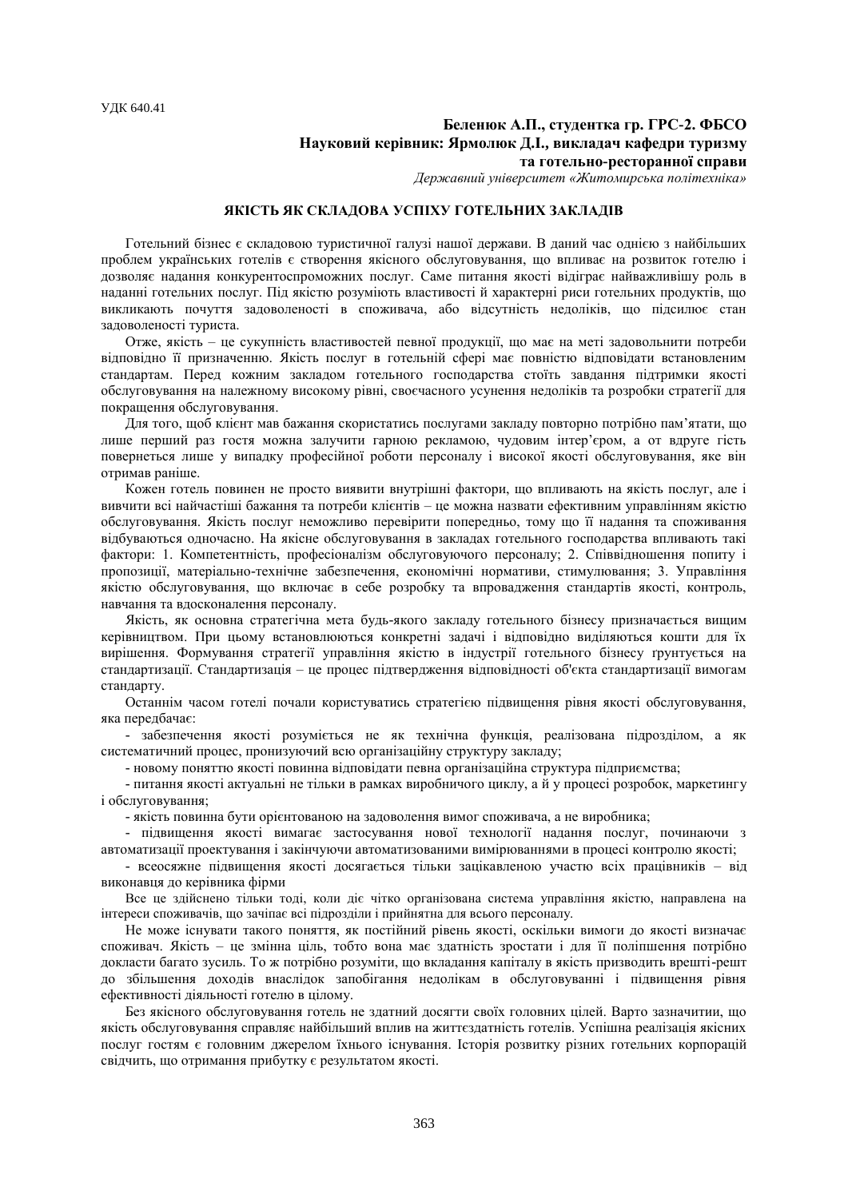УДК 640.41

**Беленюк А.П., студентка гр. ГРС-2. ФБСО**
**Науковий керівник: Ярмолюк Д.І., викладач кафедри туризму та готельно-ресторанної справи**
*Державний університет «Житомирська політехніка»*

## ЯКІСТЬ ЯК СКЛАДОВА УСПІХУ ГОТЕЛЬНИХ ЗАКЛАДІВ

Готельний бізнес є складовою туристичної галузі нашої держави. В даний час однією з найбільших проблем українських готелів є створення якісного обслуговування, що впливає на розвиток готелю і дозволяє надання конкурентоспроможних послуг. Саме питання якості відіграє найважливішу роль в наданні готельних послуг. Під якістю розуміють властивості й характерні риси готельних продуктів, що викликають почуття задоволеності в споживача, або відсутність недоліків, що підсилює стан задоволеності туриста.

Отже, якість – це сукупність властивостей певної продукції, що має на меті задовольнити потреби відповідно її призначенню. Якість послуг в готельній сфері має повністю відповідати встановленим стандартам. Перед кожним закладом готельного господарства стоїть завдання підтримки якості обслуговування на належному високому рівні, своєчасного усунення недоліків та розробки стратегії для покращення обслуговування.

Для того, щоб клієнт мав бажання скористатись послугами закладу повторно потрібно пам'ятати, що лише перший раз гостя можна залучити гарною рекламою, чудовим інтер'єром, а от вдруге гість повернеться лише у випадку професійної роботи персоналу і високої якості обслуговування, яке він отримав раніше.

Кожен готель повинен не просто виявити внутрішні фактори, що впливають на якість послуг, але і вивчити всі найчастіші бажання та потреби клієнтів – це можна назвати ефективним управлінням якістю обслуговування. Якість послуг неможливо перевірити попередньо, тому що її надання та споживання відбуваються одночасно. На якісне обслуговування в закладах готельного господарства впливають такі фактори: 1. Компетентність, професіоналізм обслуговуючого персоналу; 2. Співвідношення попиту і пропозиції, матеріально-технічне забезпечення, економічні нормативи, стимулювання; 3. Управління якістю обслуговування, що включає в себе розробку та впровадження стандартів якості, контроль, навчання та вдосконалення персоналу.

Якість, як основна стратегічна мета будь-якого закладу готельного бізнесу призначається вищим керівництвом. При цьому встановлюються конкретні задачі і відповідно виділяються кошти для їх вирішення. Формування стратегії управління якістю в індустрії готельного бізнесу грунтується на стандартизації. Стандартизація – це процес підтвердження відповідності об'єкта стандартизації вимогам стандарту.

Останнім часом готелі почали користуватись стратегією підвищення рівня якості обслуговування, яка передбачає:

- забезпечення якості розуміється не як технічна функція, реалізована підрозділом, а як систематичний процес, пронизуючий всю організаційну структуру закладу;
- новому поняттю якості повинна відповідати певна організаційна структура підприємства;
- питання якості актуальні не тільки в рамках виробничого циклу, а й у процесі розробок, маркетингу і обслуговування;
- якість повинна бути орієнтованою на задоволення вимог споживача, а не виробника;
- підвищення якості вимагає застосування нової технології надання послуг, починаючи з автоматизації проектування і закінчуючи автоматизованими вимірюваннями в процесі контролю якості;
- всеосяжне підвищення якості досягається тільки зацікавленою участю всіх працівників – від виконавця до керівника фірми

Все це здійснено тільки тоді, коли діє чітко організована система управління якістю, направлена на інтереси споживачів, що зачіпає всі підрозділи і прийнятна для всього персоналу.

Не може існувати такого поняття, як постійний рівень якості, оскільки вимоги до якості визначає споживач. Якість – це змінна ціль, тобто вона має здатність зростати і для її поліпшення потрібно докласти багато зусиль. То ж потрібно розуміти, що вкладання капіталу в якість призводить врешті-решт до збільшення доходів внаслідок запобігання недолікам в обслуговуванні і підвищення рівня ефективності діяльності готелю в цілому.

Без якісного обслуговування готель не здатний досягти своїх головних цілей. Варто зазначитии, що якість обслуговування справляє найбільший вплив на життєздатність готелів. Успішна реалізація якісних послуг гостям є головним джерелом їхнього існування. Історія розвитку різних готельних корпорацій свідчить, що отримання прибутку є результатом якості.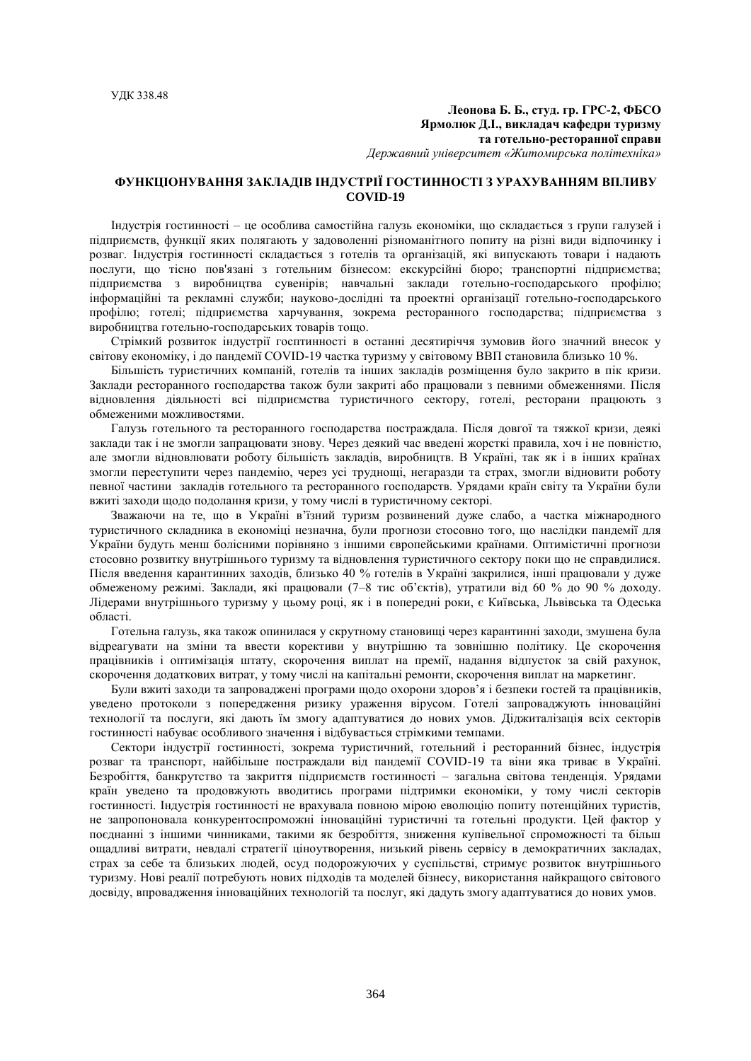УДК 338.48

**Леонова Б. Б., студ. гр. ГРС-2, ФБСО**
**Ярмолюк Д.І., викладач кафедри туризму**
**та готельно-ресторанної справи**
*Державний університет «Житомирська політехніка»*

## ФУНКЦІОНУВАННЯ ЗАКЛАДІВ ІНДУСТРІЇ ГОСТИННОСТІ З УРАХУВАННЯМ ВПЛИВУ COVID-19

Індустрія гостинності – це особлива самостійна галузь економіки, що складається з групи галузей і підприємств, функції яких полягають у задоволенні різноманітного попиту на різні види відпочинку і розваг. Індустрія гостинності складається з готелів та організацій, які випускають товари і надають послуги, що тісно пов'язані з готельним бізнесом: екскурсійні бюро; транспортні підприємства; підприємства з виробництва сувенірів; навчальні заклади готельно-господарського профілю; інформаційні та рекламні служби; науково-дослідні та проектні організації готельно-господарського профілю; готелі; підприємства харчування, зокрема ресторанного господарства; підприємства з виробництва готельно-господарських товарів тощо.

Стрімкий розвиток індустрії госпітинності в останні десятиріччя зумовив його значний внесок у світову економіку, і до пандемії COVID-19 частка туризму у світовому ВВП становила близько 10 %.

Більшість туристичних компаній, готелів та інших закладів розміщення було закрито в пік кризи. Заклади ресторанного господарства також були закриті або працювали з певними обмеженнями. Після відновлення діяльності всі підприємства туристичного сектору, готелі, ресторани працюють з обмеженими можливостями.

Галузь готельного та ресторанного господарства постраждала. Після довгої та тяжкої кризи, деякі заклади так і не змогли запрацювати знову. Через деякий час введені жорсткі правила, хоч і не повністю, але змогли відновлювати роботу більшість закладів, виробництв. В Україні, так як і в інших країнах змогли переступити через пандемію, через усі труднощі, негаразди та страх, змогли відновити роботу певної частини закладів готельного та ресторанного господарств. Урядами країн світу та України були вжиті заходи щодо подолання кризи, у тому числі в туристичному секторі.

Зважаючи на те, що в Україні в'їзний туризм розвинений дуже слабо, а частка міжнародного туристичного складника в економіці незначна, були прогнози стосовно того, що наслідки пандемії для України будуть менш болісними порівняно з іншими європейськими країнами. Оптимістичні прогнози стосовно розвитку внутрішнього туризму та відновлення туристичного сектору поки що не справдилися. Після введення карантинних заходів, близько 40 % готелів в Україні закрилися, інші працювали у дуже обмеженому режимі. Заклади, які працювали (7–8 тис об'єктів), утратили від 60 % до 90 % доходу. Лідерами внутрішнього туризму у цьому році, як і в попередні роки, є Київська, Львівська та Одеська області.

Готельна галузь, яка також опинилася у скрутному становищі через карантинні заходи, змушена була відреагувати на зміни та ввести коригування у внутрішню та зовнішню політику. Це скорочення працівників і оптимізація штату, скорочення виплат на премії, надання відпусток за свій рахунок, скорочення додаткових витрат, у тому числі на капітальні ремонти, скорочення виплат на маркетинг.

Були вжиті заходи та запроваджені програми щодо охорони здоров'я і безпеки гостей та працівників, уведено протоколи з попередження ризику ураження вірусом. Готелі запроваджують інноваційні технології та послуги, які дають їм змогу адаптуватися до нових умов. Діджиталізація всіх секторів гостинності набуває особливого значення і відбувається стрімкими темпами.

Сектори індустрії гостинності, зокрема туристичний, готельний і ресторанний бізнес, індустрія розваг та транспорт, найбільше постраждали від пандемії COVID-19 та віни яка триває в Україні. Безробіття, банкрутство та закриття підприємств гостинності – загальна світова тенденція. Урядами країн уведено та продовжують вводитись програми підтримки економіки, у тому числі секторів гостинності. Індустрія гостинності не врахувала повною мірою еволюцію попиту потенційних туристів, не запропонувала конкурентоспроможні інноваційні туристичні та готельні продукти. Цей фактор у поєднанні з іншими чинниками, такими як безробіття, зниження купівельної спроможності та більш ощадливі витрати, невдалі стратегії ціноутворення, низький рівень сервісу в демократичних закладах, страх за себе та близьких людей, осуд подорожуючих у суспільстві, стримує розвиток внутрішнього туризму. Нові реалії потребують нових підходів та моделей бізнесу, використання найкращого світового досвіду, впровадження інноваційних технологій та послуг, які дадуть змогу адаптуватися до нових умов.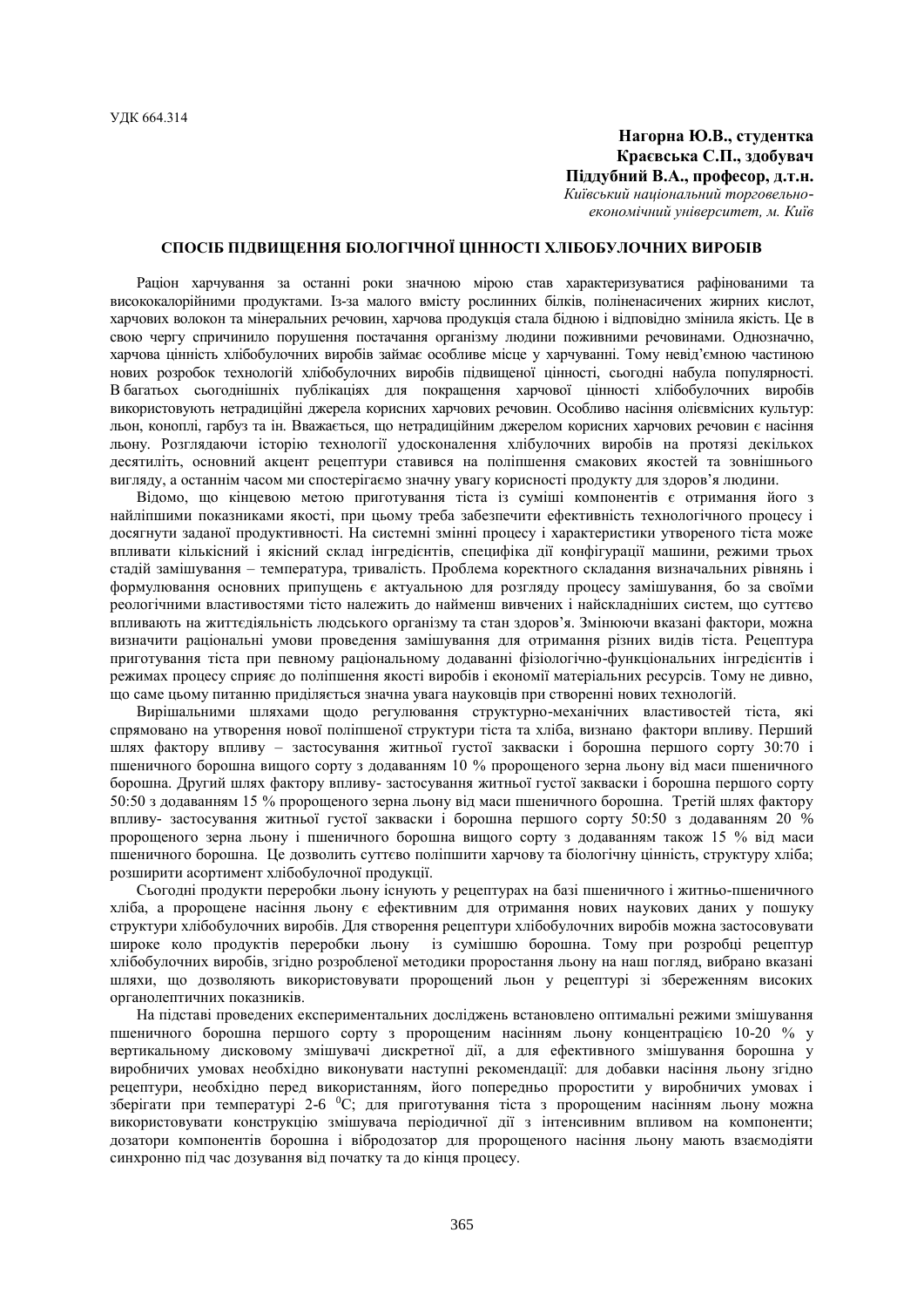УДК 664.314

**Нагорна Ю.В., студентка**
**Краєвська С.П., здобувач**
**Піддубний В.А., професор, д.т.н.**
*Київський національний торговельно-економічний університет, м. Київ*

## СПОСІБ ПІДВИЩЕННЯ БІОЛОГІЧНОЇ ЦІННОСТІ ХЛІБОБУЛОЧНИХ ВИРОБІВ

Раціон харчування за останні роки значною мірою став характеризуватися рафінованими та висококалорійними продуктами. Із-за малого вмісту рослинних білків, поліненасичених жирних кислот, харчових волокон та мінеральних речовин, харчова продукція стала бідною і відповідно змінила якість. Це в свою чергу спричинило порушення постачання організму людини поживними речовинами. Однозначно, харчова цінність хлібобулочних виробів займає особливе місце у харчуванні. Тому невід'ємною частиною нових розробок технологій хлібобулочних виробів підвищеної цінності, сьогодні набула популярності. В багатьох сьогоднішніх публікаціях для покращення харчової цінності хлібобулочних виробів використовують нетрадиційні джерела корисних харчових речовин. Особливо насіння олієвмісних культур: льон, коноплі, гарбуз та ін. Вважається, що нетрадиційним джерелом корисних харчових речовин є насіння льону. Розглядаючи історію технології удосконалення хлібобулочних виробів на протязі декількох десятиліть, основний акцент рецептури ставився на поліпшення смакових якостей та зовнішнього вигляду, а останнім часом ми спостерігаємо значну увагу корисності продукту для здоров'я людини.

Відомо, що кінцевою метою приготування тіста із суміші компонентів є отримання його з найліпшими показниками якості, при цьому треба забезпечити ефективність технологічного процесу і досягнути заданої продуктивності. На системні змінні процесу і характеристики утвореного тіста може впливати кількісний і якісний склад інгредієнтів, специфіка дії конфігурації машини, режими трьох стадій замішування – температура, тривалість. Проблема коректного складання визначальних рівнянь і формулювання основних припущень є актуальною для розгляду процесу замішування, бо за своїми реологічними властивостями тісто належить до найменш вивчених і найскладніших систем, що суттєво впливають на життєдіяльність людського організму та стан здоров'я. Змінюючи вказані фактори, можна визначити раціональні умови проведення замішування для отримання різних видів тіста. Рецептура приготування тіста при певному раціональному додаванні фізіологічно-функціональних інгредієнтів і режимах процесу сприяє до поліпшення якості виробів і економії матеріальних ресурсів. Тому не дивно, що саме цьому питанню приділяється значна увага науковців при створенні нових технологій.

Вирішальними шляхами щодо регулювання структурно-механічних властивостей тіста, які спрямовано на утворення нової поліпшеної структури тіста та хліба, визнано фактори впливу. Перший шлях фактору впливу – застосування житньої густої закваски і борошна першого сорту 30:70 і пшеничного борошна вищого сорту з додаванням 10 % пророщеного зерна льону від маси пшеничного борошна. Другий шлях фактору впливу- застосування житньої густої закваски і борошна першого сорту 50:50 з додаванням 15 % пророщеного зерна льону від маси пшеничного борошна. Третій шлях фактору впливу- застосування житньої густої закваски і борошна першого сорту 50:50 з додаванням 20 % пророщеного зерна льону і пшеничного борошна вищого сорту з додаванням також 15 % від маси пшеничного борошна. Це дозволить суттєво поліпшити харчову та біологічну цінність, структуру хліба; розширити асортимент хлібобулочної продукції.

Сьогодні продукти переробки льону існують у рецептурах на базі пшеничного і житньо-пшеничного хліба, а пророщене насіння льону є ефективним для отримання нових наукових даних у пошуку структури хлібобулочних виробів. Для створення рецептури хлібобулочних виробів можна застосовувати широке коло продуктів переробки льону із сумішшю борошна. Тому при розробці рецептур хлібобулочних виробів, згідно розробленої методики проростання льону на наш погляд, вибрано вказані шляхи, що дозволяють використовувати пророщений льон у рецептурі зі збереженням високих органолептичних показників.

На підставі проведених експериментальних досліджень встановлено оптимальні режими змішування пшеничного борошна першого сорту з пророщеним насінням льону концентрацією 10-20 % у вертикальному дисковому змішувачі дискретної дії, а для ефективного змішування борошна у виробничих умовах необхідно виконувати наступні рекомендації: для добавки насіння льону згідно рецептури, необхідно перед використанням, його попередньо проростити у виробничих умовах і зберігати при температурі 2-6 $^0$C; для приготування тіста з пророщеним насінням льону можна використовувати конструкцію змішувача періодичної дії з інтенсивним впливом на компоненти; дозатори компонентів борошна і вібродозатор для пророщеного насіння льону мають взаємодіяти синхронно під час дозування від початку та до кінця процесу.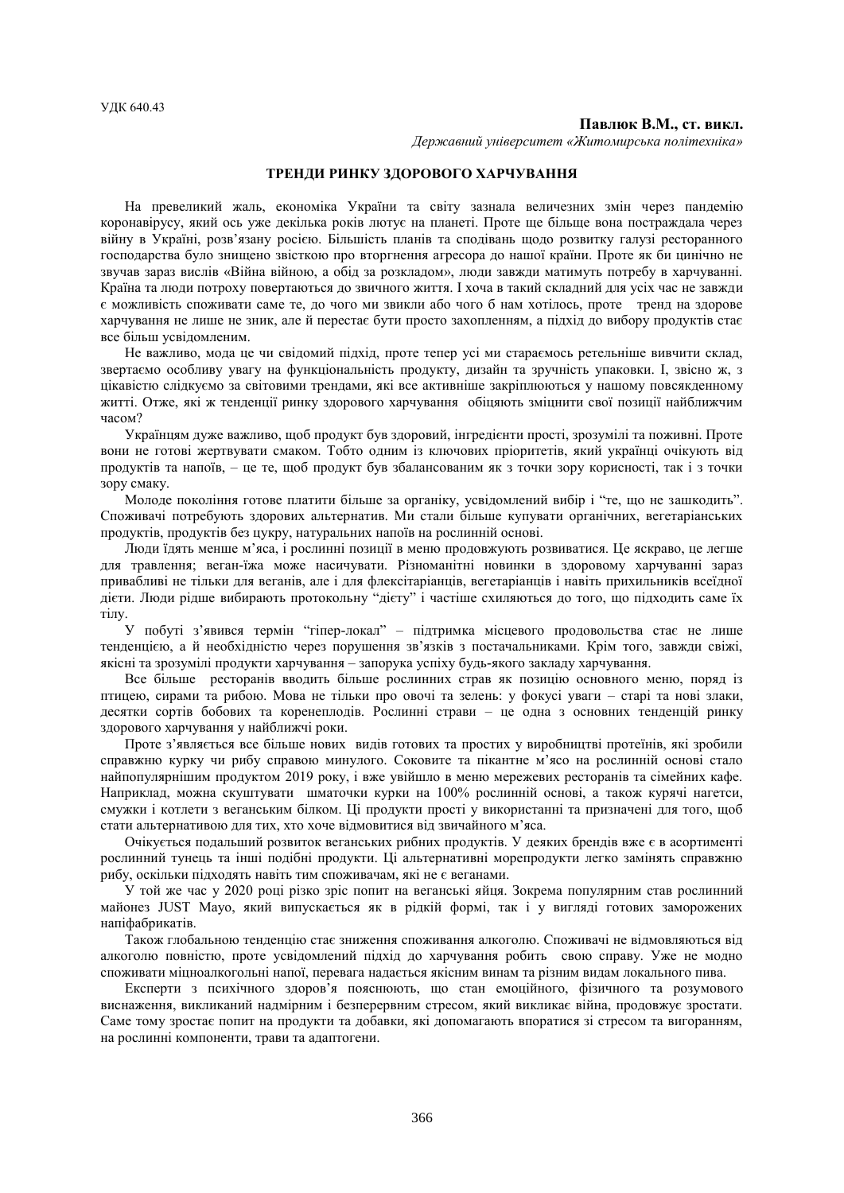УДК 640.43

**Павлюк В.М., ст. викл.**

*Державний університет «Житомирська політехніка»*

## ТРЕНДИ РИНКУ ЗДОРОВОГО ХАРЧУВАННЯ

На превеликий жаль, економіка України та світу зазнала величезних змін через пандемію коронавірусу, який ось уже декілька років лютує на планеті. Проте ще більше вона постраждала через війну в Україні, розв'язану росією. Більшість планів та сподівань щодо розвитку галузі ресторанного господарства було знищено звісткою про вторгнення агресора до нашої країни. Проте як би цинічно не звучав зараз вислів «Війна війною, а обід за розкладом», люди завжди матимуть потребу в харчуванні. Країна та люди потроху повертаються до звичного життя. І хоча в такий складний для усіх час не завжди є можливість споживати саме те, до чого ми звикли або чого б нам хотілось, проте тренд на здорове харчування не лише не зник, але й перестає бути просто захопленням, а підхід до вибору продуктів стає все більш усвідомленим.

Не важливо, мода це чи свідомий підхід, проте тепер усі ми стараємось ретельніше вивчити склад, звертаємо особливу увагу на функціональність продукту, дизайн та зручність упаковки. І, звісно ж, з цікавістю слідкуємо за світовими трендами, які все активніше закріплюються у нашому повсякденному житті. Отже, які ж тенденції ринку здорового харчування обіцяють зміцнити свої позиції найближчим часом?

Українцям дуже важливо, щоб продукт був здоровий, інгредієнти прості, зрозумілі та поживні. Проте вони не готові жертвувати смаком. Тобто одним із ключових пріоритетів, який українці очікують від продуктів та напоїв, – це те, щоб продукт був збалансованим як з точки зору корисності, так і з точки зору смаку.

Молоде покоління готове платити більше за органіку, усвідомлений вибір і "те, що не зашкодить". Споживачі потребують здорових альтернатив. Ми стали більше купувати органічних, вегетаріанських продуктів, продуктів без цукру, натуральних напоїв на рослинній основі.

Люди їдять менше м'яса, і рослинні позиції в меню продовжують розвиватися. Це яскраво, це легше для травлення; веган-їжа може насичувати. Різноманітні новинки в здоровому харчуванні зараз привабливі не тільки для веганів, але і для флекситаріанців, вегетаріанців і навіть прихильників всеїдної дієти. Люди рідше вибирають протокольну "дієту" і частіше схиляються до того, що підходить саме їх тілу.

У побуті з'явився термін "гіпер-локал" – підтримка місцевого продовольства стає не лише тенденцією, а й необхідністю через порушення зв'язків з постачальниками. Крім того, завжди свіжі, якісні та зрозумілі продукти харчування – запорука успіху будь-якого закладу харчування.

Все більше ресторанів вводить більше рослинних страв як позицію основного меню, поряд із птицею, сирами та рибою. Мова не тільки про овочі та зелень: у фокусі уваги – старі та нові злаки, десятки сортів бобових та коренеплодів. Рослинні страви – це одна з основних тенденцій ринку здорового харчування у найближчі роки.

Проте з'являється все більше нових видів готових та простих у виробництві протеїнів, які зробили справжню курку чи рибу справою минулого. Соковите та пікантне м'ясо на рослинній основі стало найпопулярнішим продуктом 2019 року, і вже увійшло в меню мережевих ресторанів та сімейних кафе. Наприклад, можна скуштувати шматочки курки на 100% рослинній основі, а також курячі нагетси, смужки і котлети з веганським білком. Ці продукти прості у використанні та призначені для того, щоб стати альтернативою для тих, хто хоче відмовитися від звичайного м'яса.

Очікується подальший розвиток веганських рибних продуктів. У деяких брендів вже є в асортименті рослинний тунець та інші подібні продукти. Ці альтернативні морепродукти легко замінять справжню рибу, оскільки підходять навіть тим споживачам, які не є веганами.

У той же час у 2020 році різко зріс попит на веганські яйця. Зокрема популярним став рослинний майонез JUST Mayo, який випускається як в рідкій формі, так і у вигляді готових заморожених напівфабрикатів.

Також глобальною тенденцію стає зниження споживання алкоголю. Споживачі не відмовляються від алкоголю повністю, проте усвідомлений підхід до харчування робить свою справу. Уже не модно споживати міцноалкогольні напої, перевага надається якісним винам та різним видам локального пива.

Експерти з психічного здоров'я пояснюють, що стан емоційного, фізичного та розумового виснаження, викликаний надмірним і безперервним стресом, який викликає війна, продовжує зростати. Саме тому зростає попит на продукти та добавки, які допомагають впоратися зі стресом та вигоранням, на рослинні компоненти, трави та адаптогени.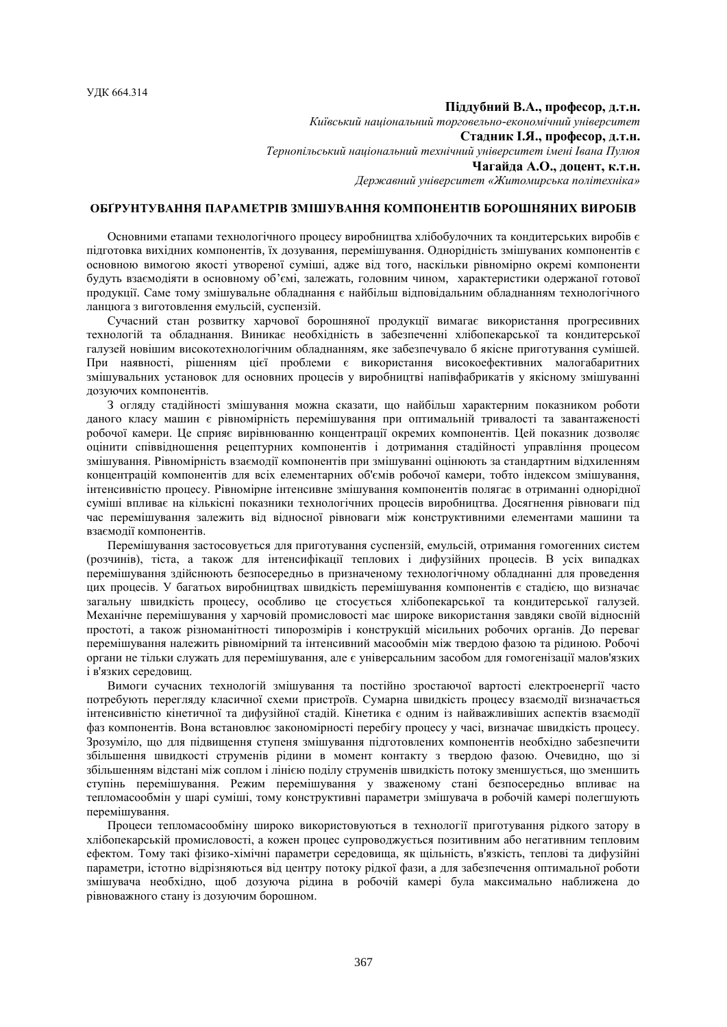УДК 664.314

**Піддубний В.А., професор, д.т.н.**
*Київський національний торговельно-економічний університет*
**Стадник І.Я., професор, д.т.н.**
*Тернопільський національний технічний університет імені Івана Пулюя*
**Чагайда А.О., доцент, к.т.н.**
*Державний університет «Житомирська політехніка»*

## ОБҐРУНТУВАННЯ ПАРАМЕТРІВ ЗМІШУВАННЯ КОМПОНЕНТІВ БОРОШНЯНИХ ВИРОБІВ

Основними етапами технологічного процесу виробництва хлібобулочних та кондитерських виробів є підготовка вихідних компонентів, їх дозування, перемішування. Однорідність змішуваних компонентів є основною вимогою якості утвореної суміші, адже від того, наскільки рівномірно окремі компоненти будуть взаємодіяти в основному об'ємі, залежать, головним чином, характеристики одержаної готової продукції. Саме тому змішувальне обладнання є найбільш відповідальним обладнанням технологічного ланцюга з виготовлення емульсій, суспензій.

Сучасний стан розвитку харчової борошняної продукції вимагає використання прогресивних технологій та обладнання. Виникає необхідність в забезпеченні хлібопекарської та кондитерської галузей новішим високотехнологічним обладнанням, яке забезпечувало б якісне приготування сумішей. При наявності, рішенням цієї проблеми є використання високоефективних малогабаритних змішувальних установок для основних процесів у виробництві напівфабрикатів у якісному змішуванні дозуючих компонентів.

З огляду стадійності змішування можна сказати, що найбільш характерним показником роботи даного класу машин є рівномірність перемішування при оптимальній тривалості та завантаженості робочої камери. Це сприяє вирівнюванню концентрації окремих компонентів. Цей показник дозволяє оцінити співвідношення рецептурних компонентів і дотримання стадійності управління процесом змішування. Рівномірність взаємодії компонентів при змішуванні оцінюють за стандартним відхиленням концентрацій компонентів для всіх елементарних об'ємів робочої камери, тобто індексом змішування, інтенсивністю процесу. Рівномірне інтенсивне змішування компонентів полягає в отриманні однорідної суміші впливає на кількісні показники технологічних процесів виробництва. Досягнення рівноваги під час перемішування залежить від відносної рівноваги між конструктивними елементами машини та взаємодії компонентів.

Перемішування застосовується для приготування суспензій, емульсій, отримання гомогенних систем (розчинів), тіста, а також для інтенсифікації теплових і дифузійних процесів. В усіх випадках перемішування здійснюють безпосередньо в призначеному технологічному обладнанні для проведення цих процесів. У багатьох виробництвах швидкість перемішування компонентів є стадією, що визначає загальну швидкість процесу, особливо це стосується хлібопекарської та кондитерської галузей. Механічне перемішування у харчовій промисловості має широке використання завдяки своїй відносній простоті, а також різноманітності типорозмірів і конструкцій місильних робочих органів. До переваг перемішування належить рівномірний та інтенсивний масообмін між твердою фазою та рідиною. Робочі органи не тільки служать для перемішування, але є універсальним засобом для гомогенізації малов'язких і в'язких середовищ.

Вимоги сучасних технологій змішування та постійно зростаючої вартості електроенергії часто потребують перегляду класичної схеми пристроїв. Сумарна швидкість процесу взаємодії визначається інтенсивністю кінетичної та дифузійної стадій. Кінетика є одним із найважливіших аспектів взаємодії фаз компонентів. Вона встановлює закономірності перебігу процесу у часі, визначає швидкість процесу. Зрозуміло, що для підвищення ступеня змішування підготовлених компонентів необхідно забезпечити збільшення швидкості струменів рідини в момент контакту з твердою фазою. Очевидно, що зі збільшенням відстані між соплом і лінією поділу струменів швидкість потоку зменшується, що зменшить ступінь перемішування. Режим перемішування у зваженому стані безпосередньо впливає на тепломасообмін у шарі суміші, тому конструктивні параметри змішувача в робочій камері полегшують перемішування.

Процеси тепломасообміну широко використовуються в технології приготування рідкого затору в хлібопекарській промисловості, а кожен процес супроводжується позитивним або негативним тепловим ефектом. Тому такі фізико-хімічні параметри середовища, як щільність, в'язкість, теплові та дифузійні параметри, істотно відрізняються від центру потоку рідкої фази, а для забезпечення оптимальної роботи змішувача необхідно, щоб дозуюча рідина в робочій камері була максимально наближена до рівноважного стану із дозуючим борошном.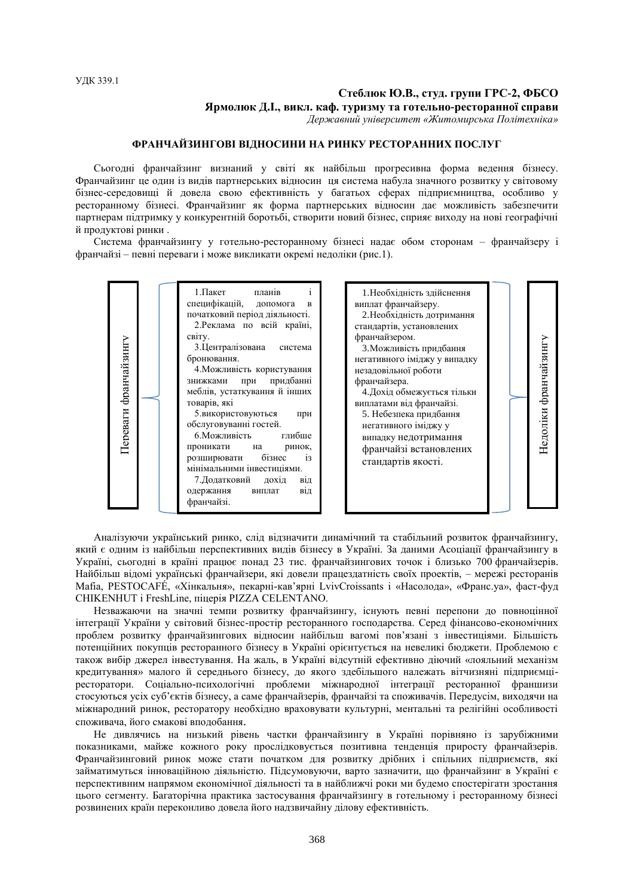УДК 339.1

**Стеблюк Ю.В., студ. групи ГРС-2, ФБСО**
**Ярмолюк Д.І., викл. каф. туризму та готельно-ресторанної справи**
*Державний університет «Житомирська Політехніка»*

## ФРАНЧАЙЗИНГОВІ ВІДНОСИНИ НА РИНКУ РЕСТОРАННИХ ПОСЛУГ

Сьогодні франчайзинг визнаний у світі як найбільш прогресивна форма ведення бізнесу. Франчайзинг це один із видів партнерських відносин ця система набула значного розвитку у світовому бізнес-середовищі й довела свою ефективність у багатьох сферах підприємництва, особливо у ресторанному бізнесі. Франчайзинг як форма партнерських відносин дає можливість забезпечити партнерам підтримку у конкурентній боротьбі, створити новий бізнес, сприяє виходу на нові географічні й продуктові ринки .

Система франчайзингу у готельно-ресторанному бізнесі надає обом сторонам – франчайзеру і франчайзі – певні переваги і може викликати окремі недоліки (рис.1).

Переваги франчайзингу

1.Пакет планів і специфікацій, допомога в початковий період діяльності.
2.Реклама по всій країні, світу.
3.Централізована система бронювання.
4.Можливість користування знижками при придбанні меблів, устаткування й інших товарів, які
5.використовуються при обслуговуванні гостей.
6.Можливість глибше проникати на ринок, розширювати бізнес із мінімальними інвестиціями.
7.Додатковий дохід від одержання виплат від франчайзі.

Недоліки франчайзингу

1.Необхідність здійснення виплат франчайзеру.
2.Необхідність дотримання стандартів, установлених франчайзером.
3.Можливість придбання негативного іміджу у випадку незадовільної роботи франчайзера.
4.Дохід обмежується тільки виплатами від франчайзі.
5. Небезпека придбання негативного іміджу у випадку недотримання франчайзі встановлених стандартів якості.

Аналізуючи український ринко, слід відзначити динамічний та стабільний розвиток франчайзингу, який є одним із найбільш перспективних видів бізнесу в Україні. За даними Асоціації франчайзингу в Україні, сьогодні в країні працює понад 23 тис. франчайзингових точок і близько 700 франчайзерів. Найбільш відомі українські франчайзери, які довели працездатність своїх проектів, – мережі ресторанів Mafia, PESTOCAFÉ, «Хінкальня», пекарні-кав'ярні LvivCroissants і «Насолода», «Франс.уа», фаст-фуд CHIKENHUT і FreshLine, піцерія PIZZA CELENTANO.

Незважаючи на значні темпи розвитку франчайзингу, існують певні перепони до повноцінної інтеграції України у світовий бізнес-простір ресторанного господарства. Серед фінансово-економічних проблем розвитку франчайзингових відносин найбільш вагомі пов'язані з інвестиціями. Більшість потенційних покупців ресторанного бізнесу в Україні орієнтується на невеликі бюджети. Проблемою є також вибір джерел інвестування. На жаль, в Україні відсутній ефективно діючий «лояльний механізм кредитування» малого й середнього бізнесу, до якого здебільшого належать вітчизняні підприємці-ресторатори. Соціально-психологічні проблеми міжнародної інтеграції ресторанної франшизи стосуються усіх суб'єктів бізнесу, а саме франчайзерів, франчайзі та споживачів. Передусім, виходячи на міжнародний ринок, ресторатору необхідно враховувати культурні, ментальні та релігійні особливості споживача, його смакові вподобання.

Не дивлячись на низький рівень частки франчайзингу в Україні порівняно із зарубіжними показниками, майже кожного року прослідковується позитивна тенденція приросту франчайзерів. Франчайзинговий ринок може стати початком для розвитку дрібних і спільних підприємств, які займатимуться інноваційною діяльністю. Підсумовуючи, варто зазначити, що франчайзинг в Україні є перспективним напрямом економічної діяльності та в найближчі роки ми будемо спостерігати зростання цього сегменту. Багаторічна практика застосування франчайзингу в готельному і ресторанному бізнесі розвинених країн переконливо довела його надзвичайну ділову ефективність.